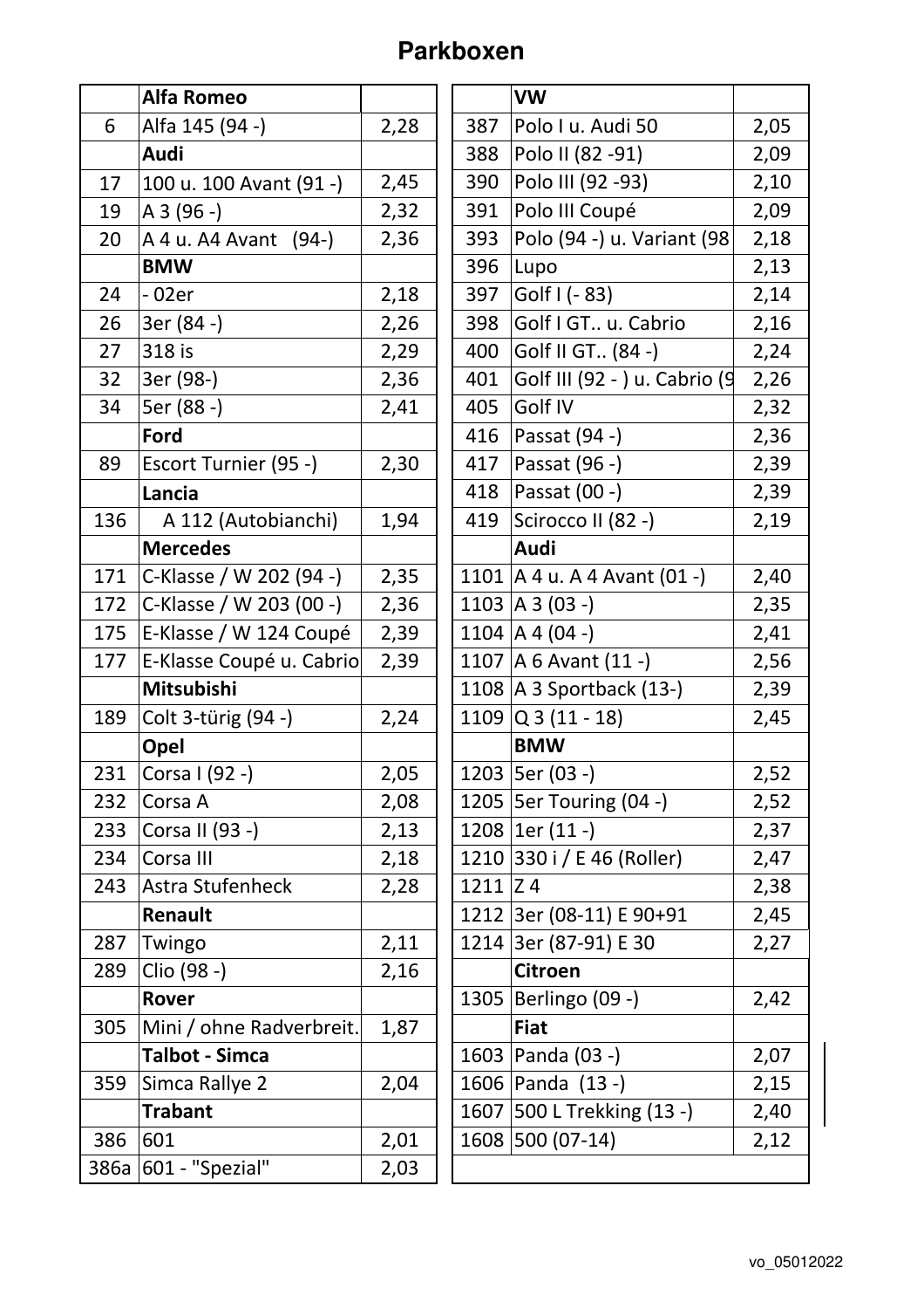# Parkboxen

| | Alfa Romeo | |
|---|---|---|
| 6 | Alfa 145 (94 -) | 2,28 |
| | **Audi** | |
| 17 | 100 u. 100 Avant (91 -) | 2,45 |
| 19 | A 3 (96 -) | 2,32 |
| 20 | A 4 u. A4 Avant (94-) | 2,36 |
| | **BMW** | |
| 24 | - 02er | 2,18 |
| 26 | 3er (84 -) | 2,26 |
| 27 | 318 is | 2,29 |
| 32 | 3er (98-) | 2,36 |
| 34 | 5er (88 -) | 2,41 |
| | **Ford** | |
| 89 | Escort Turnier (95 -) | 2,30 |
| | **Lancia** | |
| 136 | A 112 (Autobianchi) | 1,94 |
| | **Mercedes** | |
| 171 | C-Klasse / W 202 (94 -) | 2,35 |
| 172 | C-Klasse / W 203 (00 -) | 2,36 |
| 175 | E-Klasse / W 124 Coupé | 2,39 |
| 177 | E-Klasse Coupé u. Cabrio | 2,39 |
| | **Mitsubishi** | |
| 189 | Colt 3-türig (94 -) | 2,24 |
| | **Opel** | |
| 231 | Corsa I (92 -) | 2,05 |
| 232 | Corsa A | 2,08 |
| 233 | Corsa II (93 -) | 2,13 |
| 234 | Corsa III | 2,18 |
| 243 | Astra Stufenheck | 2,28 |
| | **Renault** | |
| 287 | Twingo | 2,11 |
| 289 | Clio (98 -) | 2,16 |
| | **Rover** | |
| 305 | Mini / ohne Radverbreit. | 1,87 |
| | **Talbot - Simca** | |
| 359 | Simca Rallye 2 | 2,04 |
| | **Trabant** | |
| 386 | 601 | 2,01 |
| 386a | 601 - "Spezial" | 2,03 |

| | VW | |
|---|---|---|
| 387 | Polo I u. Audi 50 | 2,05 |
| 388 | Polo II (82 -91) | 2,09 |
| 390 | Polo III (92 -93) | 2,10 |
| 391 | Polo III Coupé | 2,09 |
| 393 | Polo (94 -) u. Variant (98 | 2,18 |
| 396 | Lupo | 2,13 |
| 397 | Golf I (- 83) | 2,14 |
| 398 | Golf I GT.. u. Cabrio | 2,16 |
| 400 | Golf II GT.. (84 -) | 2,24 |
| 401 | Golf III (92 - ) u. Cabrio (9 | 2,26 |
| 405 | Golf IV | 2,32 |
| 416 | Passat (94 -) | 2,36 |
| 417 | Passat (96 -) | 2,39 |
| 418 | Passat (00 -) | 2,39 |
| 419 | Scirocco II (82 -) | 2,19 |
| | **Audi** | |
| 1101 | A 4 u. A 4 Avant (01 -) | 2,40 |
| 1103 | A 3 (03 -) | 2,35 |
| 1104 | A 4 (04 -) | 2,41 |
| 1107 | A 6 Avant (11 -) | 2,56 |
| 1108 | A 3 Sportback (13-) | 2,39 |
| 1109 | Q 3 (11 - 18) | 2,45 |
| | **BMW** | |
| 1203 | 5er (03 -) | 2,52 |
| 1205 | 5er Touring (04 -) | 2,52 |
| 1208 | 1er (11 -) | 2,37 |
| 1210 | 330 i / E 46 (Roller) | 2,47 |
| 1211 | Z 4 | 2,38 |
| 1212 | 3er (08-11) E 90+91 | 2,45 |
| 1214 | 3er (87-91) E 30 | 2,27 |
| | **Citroen** | |
| 1305 | Berlingo (09 -) | 2,42 |
| | **Fiat** | |
| 1603 | Panda (03 -) | 2,07 |
| 1606 | Panda (13 -) | 2,15 |
| 1607 | 500 L Trekking (13 -) | 2,40 |
| 1608 | 500 (07-14) | 2,12 |

vo_05012022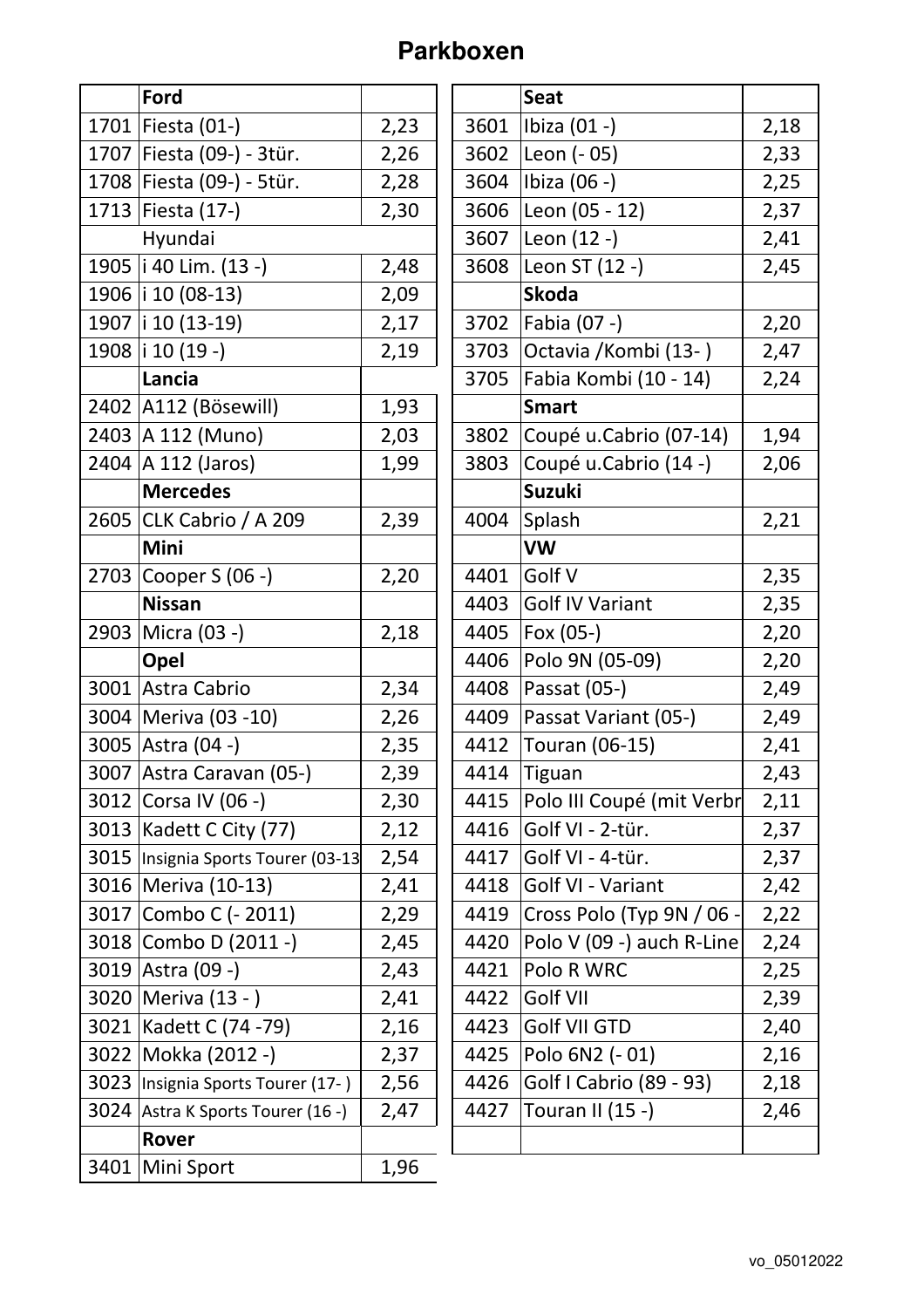# Parkboxen

| | | |
|---|---|---|
| | **Ford** | |
| 1701 | Fiesta (01-) | 2,23 |
| 1707 | Fiesta (09-) - 3tür. | 2,26 |
| 1708 | Fiesta (09-) - 5tür. | 2,28 |
| 1713 | Fiesta (17-) | 2,30 |
| | Hyundai | |
| 1905 | i 40 Lim. (13 -) | 2,48 |
| 1906 | i 10 (08-13) | 2,09 |
| 1907 | i 10 (13-19) | 2,17 |
| 1908 | i 10 (19 -) | 2,19 |
| | **Lancia** | |
| 2402 | A112 (Bösewill) | 1,93 |
| 2403 | A 112 (Muno) | 2,03 |
| 2404 | A 112 (Jaros) | 1,99 |
| | **Mercedes** | |
| 2605 | CLK Cabrio / A 209 | 2,39 |
| | **Mini** | |
| 2703 | Cooper S (06 -) | 2,20 |
| | **Nissan** | |
| 2903 | Micra (03 -) | 2,18 |
| | **Opel** | |
| 3001 | Astra Cabrio | 2,34 |
| 3004 | Meriva (03 -10) | 2,26 |
| 3005 | Astra (04 -) | 2,35 |
| 3007 | Astra Caravan (05-) | 2,39 |
| 3012 | Corsa IV (06 -) | 2,30 |
| 3013 | Kadett C City (77) | 2,12 |
| 3015 | Insignia Sports Tourer (03-13 | 2,54 |
| 3016 | Meriva (10-13) | 2,41 |
| 3017 | Combo C (- 2011) | 2,29 |
| 3018 | Combo D (2011 -) | 2,45 |
| 3019 | Astra (09 -) | 2,43 |
| 3020 | Meriva (13 - ) | 2,41 |
| 3021 | Kadett C (74 -79) | 2,16 |
| 3022 | Mokka (2012 -) | 2,37 |
| 3023 | Insignia Sports Tourer (17- ) | 2,56 |
| 3024 | Astra K Sports Tourer (16 -) | 2,47 |
| | **Rover** | |
| 3401 | Mini Sport | 1,96 |

| | | |
|---|---|---|
| | **Seat** | |
| 3601 | Ibiza (01 -) | 2,18 |
| 3602 | Leon (- 05) | 2,33 |
| 3604 | Ibiza (06 -) | 2,25 |
| 3606 | Leon (05 - 12) | 2,37 |
| 3607 | Leon (12 -) | 2,41 |
| 3608 | Leon ST (12 -) | 2,45 |
| | **Skoda** | |
| 3702 | Fabia (07 -) | 2,20 |
| 3703 | Octavia /Kombi (13- ) | 2,47 |
| 3705 | Fabia Kombi (10 - 14) | 2,24 |
| | **Smart** | |
| 3802 | Coupé u.Cabrio (07-14) | 1,94 |
| 3803 | Coupé u.Cabrio (14 -) | 2,06 |
| | **Suzuki** | |
| 4004 | Splash | 2,21 |
| | **VW** | |
| 4401 | Golf V | 2,35 |
| 4403 | Golf IV Variant | 2,35 |
| 4405 | Fox (05-) | 2,20 |
| 4406 | Polo 9N (05-09) | 2,20 |
| 4408 | Passat (05-) | 2,49 |
| 4409 | Passat Variant (05-) | 2,49 |
| 4412 | Touran (06-15) | 2,41 |
| 4414 | Tiguan | 2,43 |
| 4415 | Polo III Coupé (mit Verbr | 2,11 |
| 4416 | Golf VI - 2-tür. | 2,37 |
| 4417 | Golf VI - 4-tür. | 2,37 |
| 4418 | Golf VI - Variant | 2,42 |
| 4419 | Cross Polo (Typ 9N / 06 - | 2,22 |
| 4420 | Polo V (09 -) auch R-Line | 2,24 |
| 4421 | Polo R WRC | 2,25 |
| 4422 | Golf VII | 2,39 |
| 4423 | Golf VII GTD | 2,40 |
| 4425 | Polo 6N2 (- 01) | 2,16 |
| 4426 | Golf I Cabrio (89 - 93) | 2,18 |
| 4427 | Touran II (15 -) | 2,46 |
| | | |

vo_05012022